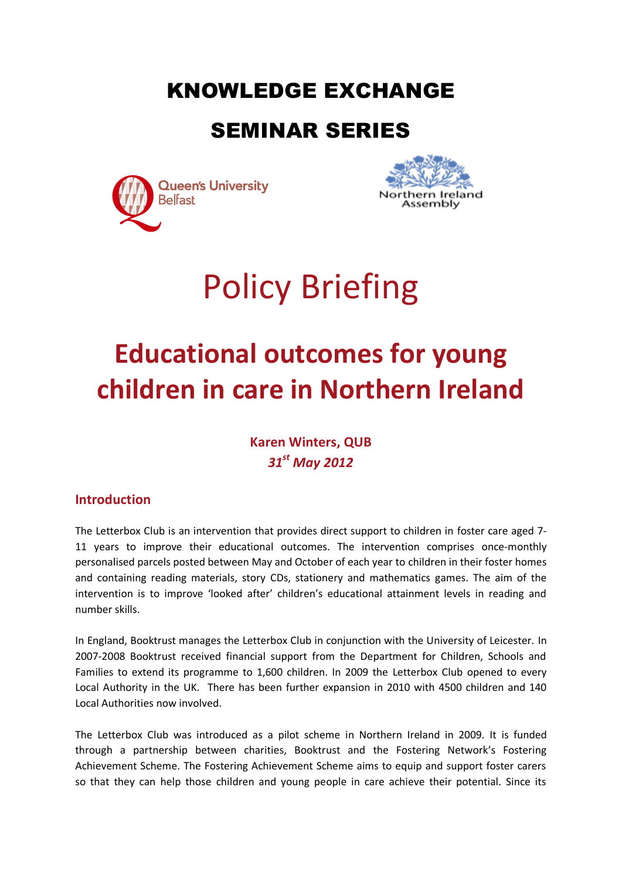# KNOWLEDGE EXCHANGE

# SEMINAR SERIES

Queen's University Belfast

Northern Ireland Assembly

# Policy Briefing

# Educational outcomes for young children in care in Northern Ireland

**Karen Winters, QUB**

***31st May 2012***

## Introduction

The Letterbox Club is an intervention that provides direct support to children in foster care aged 7-11 years to improve their educational outcomes. The intervention comprises once-monthly personalised parcels posted between May and October of each year to children in their foster homes and containing reading materials, story CDs, stationery and mathematics games. The aim of the intervention is to improve 'looked after' children's educational attainment levels in reading and number skills.

In England, Booktrust manages the Letterbox Club in conjunction with the University of Leicester. In 2007-2008 Booktrust received financial support from the Department for Children, Schools and Families to extend its programme to 1,600 children. In 2009 the Letterbox Club opened to every Local Authority in the UK. There has been further expansion in 2010 with 4500 children and 140 Local Authorities now involved.

The Letterbox Club was introduced as a pilot scheme in Northern Ireland in 2009. It is funded through a partnership between charities, Booktrust and the Fostering Network's Fostering Achievement Scheme. The Fostering Achievement Scheme aims to equip and support foster carers so that they can help those children and young people in care achieve their potential. Since its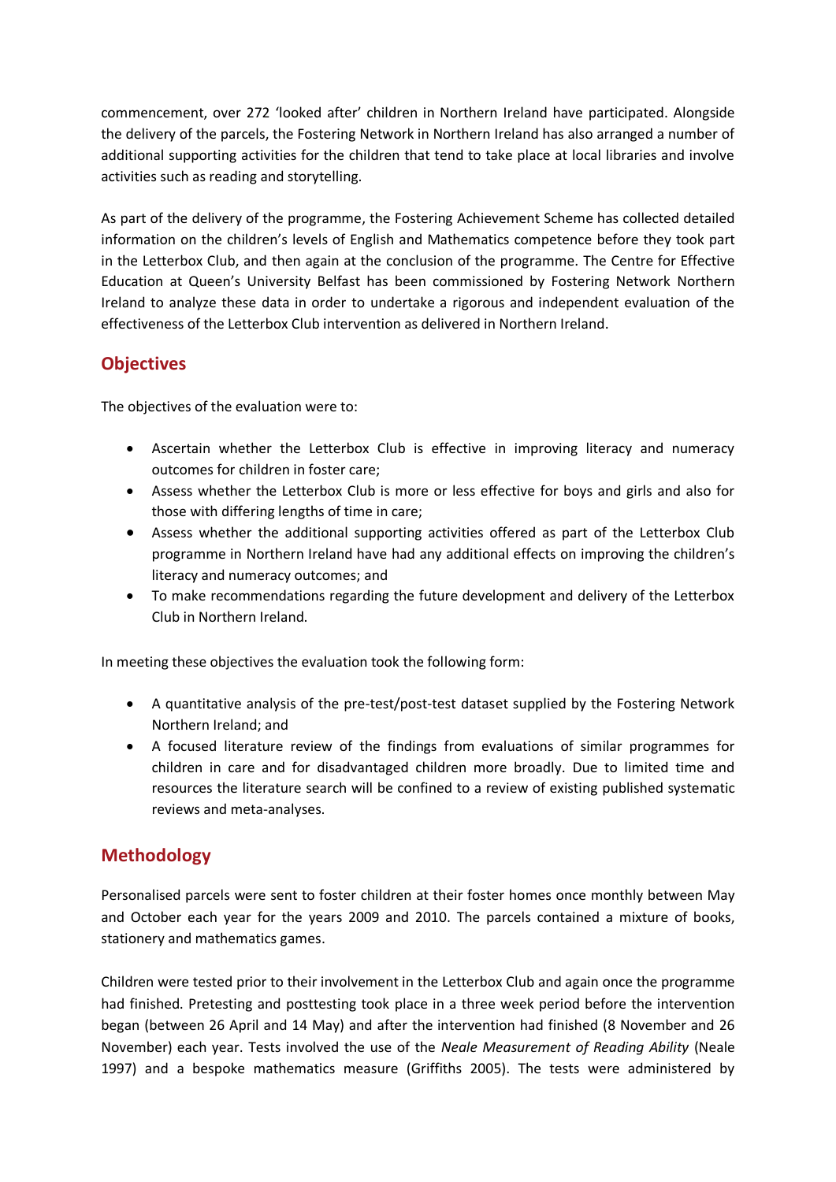commencement, over 272 'looked after' children in Northern Ireland have participated. Alongside the delivery of the parcels, the Fostering Network in Northern Ireland has also arranged a number of additional supporting activities for the children that tend to take place at local libraries and involve activities such as reading and storytelling.

As part of the delivery of the programme, the Fostering Achievement Scheme has collected detailed information on the children's levels of English and Mathematics competence before they took part in the Letterbox Club, and then again at the conclusion of the programme. The Centre for Effective Education at Queen's University Belfast has been commissioned by Fostering Network Northern Ireland to analyze these data in order to undertake a rigorous and independent evaluation of the effectiveness of the Letterbox Club intervention as delivered in Northern Ireland.

## Objectives

The objectives of the evaluation were to:

- Ascertain whether the Letterbox Club is effective in improving literacy and numeracy outcomes for children in foster care;
- Assess whether the Letterbox Club is more or less effective for boys and girls and also for those with differing lengths of time in care;
- Assess whether the additional supporting activities offered as part of the Letterbox Club programme in Northern Ireland have had any additional effects on improving the children's literacy and numeracy outcomes; and
- To make recommendations regarding the future development and delivery of the Letterbox Club in Northern Ireland.

In meeting these objectives the evaluation took the following form:

- A quantitative analysis of the pre-test/post-test dataset supplied by the Fostering Network Northern Ireland; and
- A focused literature review of the findings from evaluations of similar programmes for children in care and for disadvantaged children more broadly. Due to limited time and resources the literature search will be confined to a review of existing published systematic reviews and meta-analyses.

## Methodology

Personalised parcels were sent to foster children at their foster homes once monthly between May and October each year for the years 2009 and 2010. The parcels contained a mixture of books, stationery and mathematics games.

Children were tested prior to their involvement in the Letterbox Club and again once the programme had finished. Pretesting and posttesting took place in a three week period before the intervention began (between 26 April and 14 May) and after the intervention had finished (8 November and 26 November) each year. Tests involved the use of the *Neale Measurement of Reading Ability* (Neale 1997) and a bespoke mathematics measure (Griffiths 2005). The tests were administered by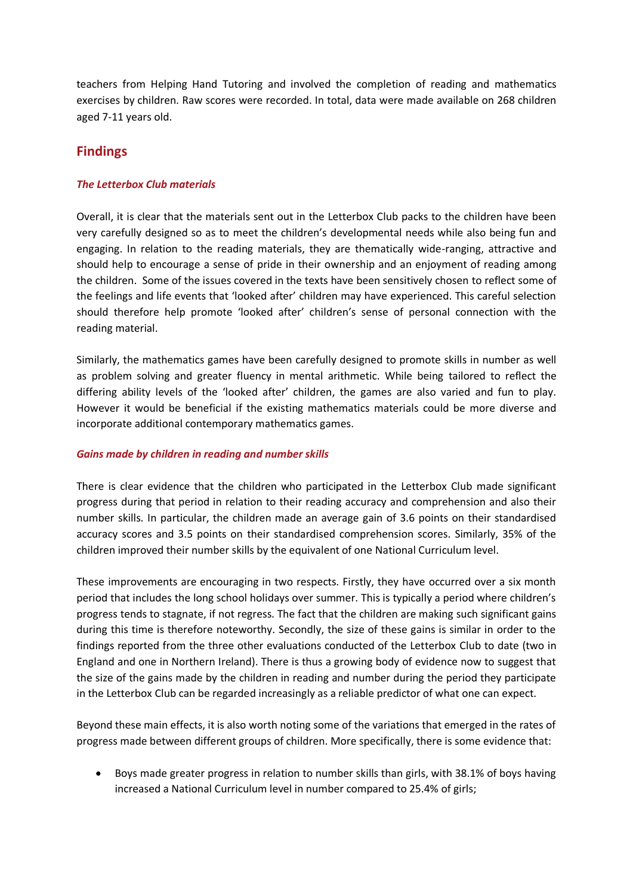teachers from Helping Hand Tutoring and involved the completion of reading and mathematics exercises by children. Raw scores were recorded. In total, data were made available on 268 children aged 7-11 years old.

## Findings

### *The Letterbox Club materials*

Overall, it is clear that the materials sent out in the Letterbox Club packs to the children have been very carefully designed so as to meet the children's developmental needs while also being fun and engaging. In relation to the reading materials, they are thematically wide-ranging, attractive and should help to encourage a sense of pride in their ownership and an enjoyment of reading among the children. Some of the issues covered in the texts have been sensitively chosen to reflect some of the feelings and life events that 'looked after' children may have experienced. This careful selection should therefore help promote 'looked after' children's sense of personal connection with the reading material.

Similarly, the mathematics games have been carefully designed to promote skills in number as well as problem solving and greater fluency in mental arithmetic. While being tailored to reflect the differing ability levels of the 'looked after' children, the games are also varied and fun to play. However it would be beneficial if the existing mathematics materials could be more diverse and incorporate additional contemporary mathematics games.

### *Gains made by children in reading and number skills*

There is clear evidence that the children who participated in the Letterbox Club made significant progress during that period in relation to their reading accuracy and comprehension and also their number skills. In particular, the children made an average gain of 3.6 points on their standardised accuracy scores and 3.5 points on their standardised comprehension scores. Similarly, 35% of the children improved their number skills by the equivalent of one National Curriculum level.

These improvements are encouraging in two respects. Firstly, they have occurred over a six month period that includes the long school holidays over summer. This is typically a period where children's progress tends to stagnate, if not regress. The fact that the children are making such significant gains during this time is therefore noteworthy. Secondly, the size of these gains is similar in order to the findings reported from the three other evaluations conducted of the Letterbox Club to date (two in England and one in Northern Ireland). There is thus a growing body of evidence now to suggest that the size of the gains made by the children in reading and number during the period they participate in the Letterbox Club can be regarded increasingly as a reliable predictor of what one can expect.

Beyond these main effects, it is also worth noting some of the variations that emerged in the rates of progress made between different groups of children. More specifically, there is some evidence that:

- Boys made greater progress in relation to number skills than girls, with 38.1% of boys having increased a National Curriculum level in number compared to 25.4% of girls;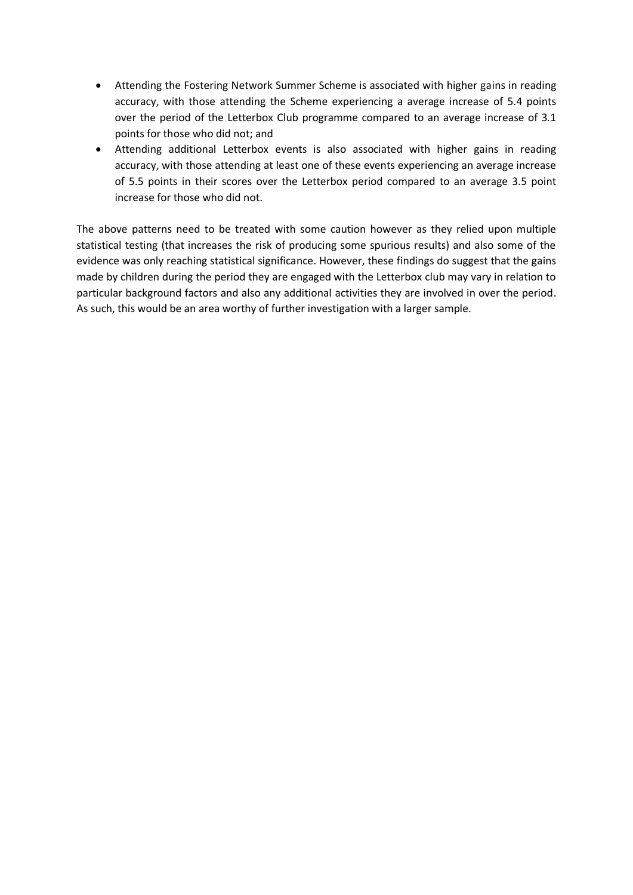- Attending the Fostering Network Summer Scheme is associated with higher gains in reading accuracy, with those attending the Scheme experiencing a average increase of 5.4 points over the period of the Letterbox Club programme compared to an average increase of 3.1 points for those who did not; and
- Attending additional Letterbox events is also associated with higher gains in reading accuracy, with those attending at least one of these events experiencing an average increase of 5.5 points in their scores over the Letterbox period compared to an average 3.5 point increase for those who did not.

The above patterns need to be treated with some caution however as they relied upon multiple statistical testing (that increases the risk of producing some spurious results) and also some of the evidence was only reaching statistical significance. However, these findings do suggest that the gains made by children during the period they are engaged with the Letterbox club may vary in relation to particular background factors and also any additional activities they are involved in over the period. As such, this would be an area worthy of further investigation with a larger sample.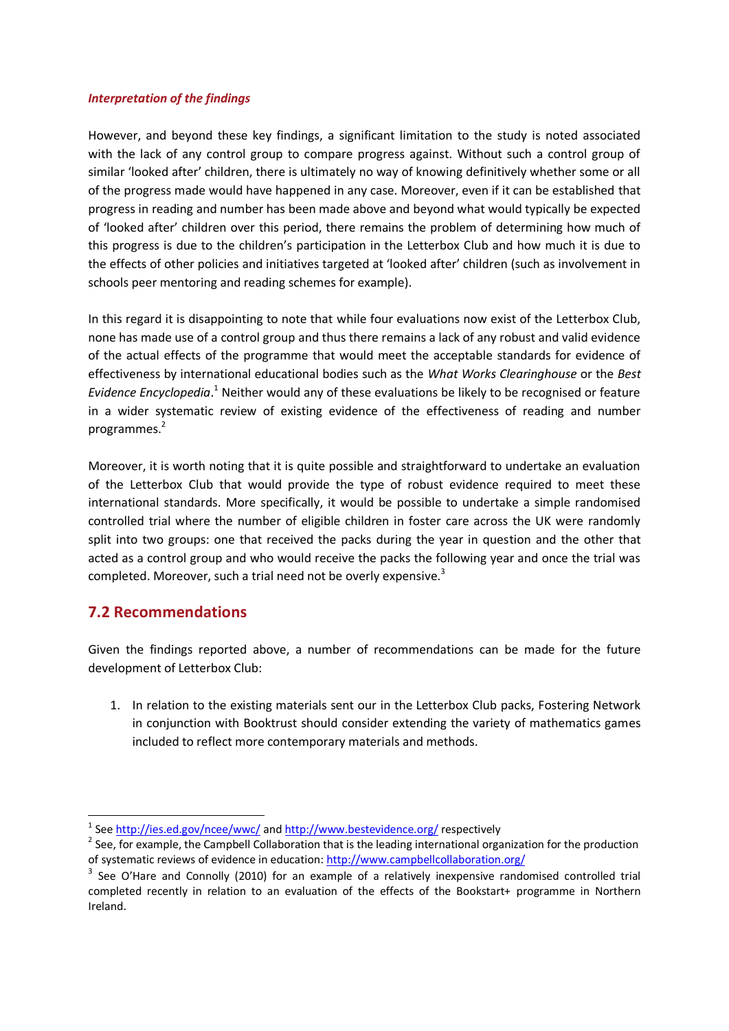*Interpretation of the findings*

However, and beyond these key findings, a significant limitation to the study is noted associated with the lack of any control group to compare progress against. Without such a control group of similar 'looked after' children, there is ultimately no way of knowing definitively whether some or all of the progress made would have happened in any case. Moreover, even if it can be established that progress in reading and number has been made above and beyond what would typically be expected of 'looked after' children over this period, there remains the problem of determining how much of this progress is due to the children's participation in the Letterbox Club and how much it is due to the effects of other policies and initiatives targeted at 'looked after' children (such as involvement in schools peer mentoring and reading schemes for example).

In this regard it is disappointing to note that while four evaluations now exist of the Letterbox Club, none has made use of a control group and thus there remains a lack of any robust and valid evidence of the actual effects of the programme that would meet the acceptable standards for evidence of effectiveness by international educational bodies such as the *What Works Clearinghouse* or the *Best Evidence Encyclopedia*.[1] Neither would any of these evaluations be likely to be recognised or feature in a wider systematic review of existing evidence of the effectiveness of reading and number programmes.[2]

Moreover, it is worth noting that it is quite possible and straightforward to undertake an evaluation of the Letterbox Club that would provide the type of robust evidence required to meet these international standards. More specifically, it would be possible to undertake a simple randomised controlled trial where the number of eligible children in foster care across the UK were randomly split into two groups: one that received the packs during the year in question and the other that acted as a control group and who would receive the packs the following year and once the trial was completed. Moreover, such a trial need not be overly expensive.[3]

## 7.2 Recommendations

Given the findings reported above, a number of recommendations can be made for the future development of Letterbox Club:

1. In relation to the existing materials sent our in the Letterbox Club packs, Fostering Network in conjunction with Booktrust should consider extending the variety of mathematics games included to reflect more contemporary materials and methods.

---

[1] See http://ies.ed.gov/ncee/wwc/ and http://www.bestevidence.org/ respectively

[2] See, for example, the Campbell Collaboration that is the leading international organization for the production of systematic reviews of evidence in education: http://www.campbellcollaboration.org/

[3] See O'Hare and Connolly (2010) for an example of a relatively inexpensive randomised controlled trial completed recently in relation to an evaluation of the effects of the Bookstart+ programme in Northern Ireland.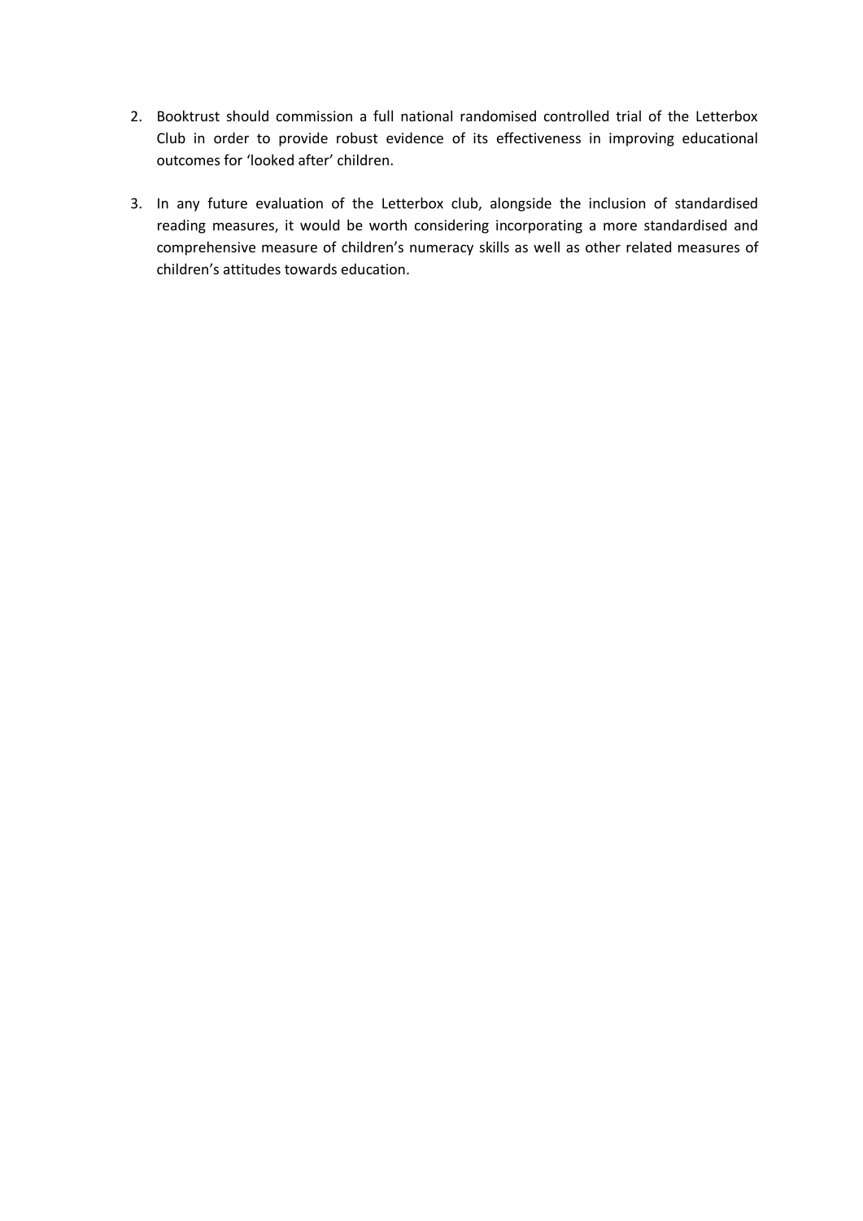2. Booktrust should commission a full national randomised controlled trial of the Letterbox Club in order to provide robust evidence of its effectiveness in improving educational outcomes for 'looked after' children.

3. In any future evaluation of the Letterbox club, alongside the inclusion of standardised reading measures, it would be worth considering incorporating a more standardised and comprehensive measure of children's numeracy skills as well as other related measures of children's attitudes towards education.